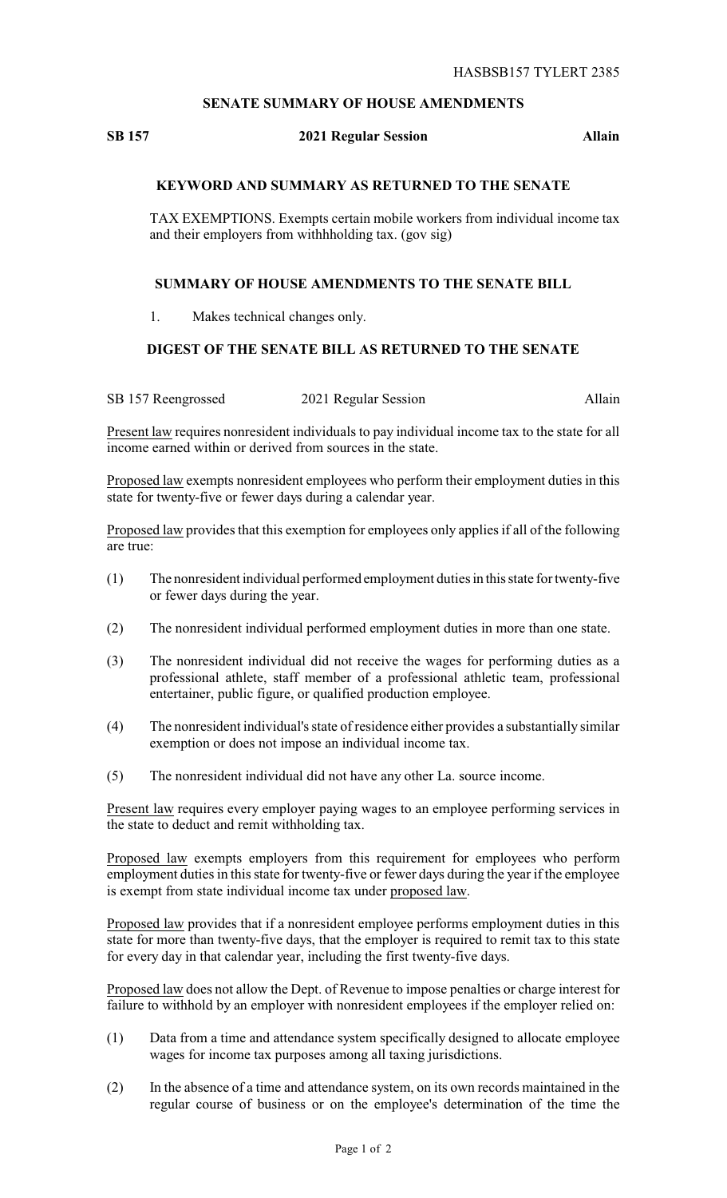HASBSB157 TYLERT 2385

## SENATE SUMMARY OF HOUSE AMENDMENTS

**SB 157** **2021 Regular Session** **Allain**

### KEYWORD AND SUMMARY AS RETURNED TO THE SENATE

TAX EXEMPTIONS. Exempts certain mobile workers from individual income tax and their employers from withhholding tax. (gov sig)

### SUMMARY OF HOUSE AMENDMENTS TO THE SENATE BILL

1. Makes technical changes only.

### DIGEST OF THE SENATE BILL AS RETURNED TO THE SENATE

SB 157 Reengrossed 2021 Regular Session Allain

Present law requires nonresident individuals to pay individual income tax to the state for all income earned within or derived from sources in the state.

Proposed law exempts nonresident employees who perform their employment duties in this state for twenty-five or fewer days during a calendar year.

Proposed law provides that this exemption for employees only applies if all of the following are true:

(1) The nonresident individual performed employment duties in this state for twenty-five or fewer days during the year.

(2) The nonresident individual performed employment duties in more than one state.

(3) The nonresident individual did not receive the wages for performing duties as a professional athlete, staff member of a professional athletic team, professional entertainer, public figure, or qualified production employee.

(4) The nonresident individual's state of residence either provides a substantially similar exemption or does not impose an individual income tax.

(5) The nonresident individual did not have any other La. source income.

Present law requires every employer paying wages to an employee performing services in the state to deduct and remit withholding tax.

Proposed law exempts employers from this requirement for employees who perform employment duties in this state for twenty-five or fewer days during the year if the employee is exempt from state individual income tax under proposed law.

Proposed law provides that if a nonresident employee performs employment duties in this state for more than twenty-five days, that the employer is required to remit tax to this state for every day in that calendar year, including the first twenty-five days.

Proposed law does not allow the Dept. of Revenue to impose penalties or charge interest for failure to withhold by an employer with nonresident employees if the employer relied on:

(1) Data from a time and attendance system specifically designed to allocate employee wages for income tax purposes among all taxing jurisdictions.

(2) In the absence of a time and attendance system, on its own records maintained in the regular course of business or on the employee's determination of the time the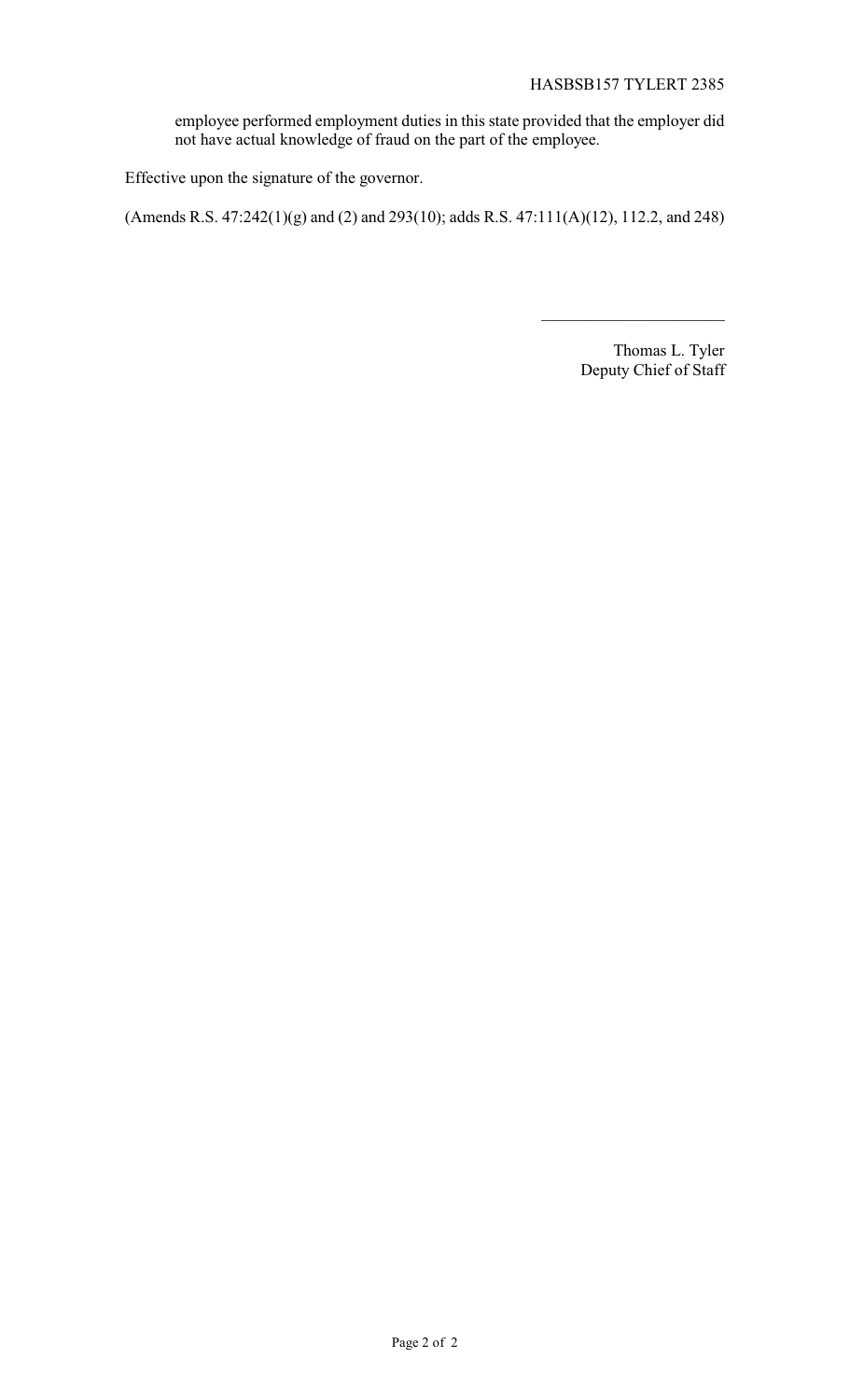employee performed employment duties in this state provided that the employer did not have actual knowledge of fraud on the part of the employee.

Effective upon the signature of the governor.

(Amends R.S. 47:242(1)(g) and (2) and 293(10); adds R.S. 47:111(A)(12), 112.2, and 248)

Thomas L. Tyler
Deputy Chief of Staff